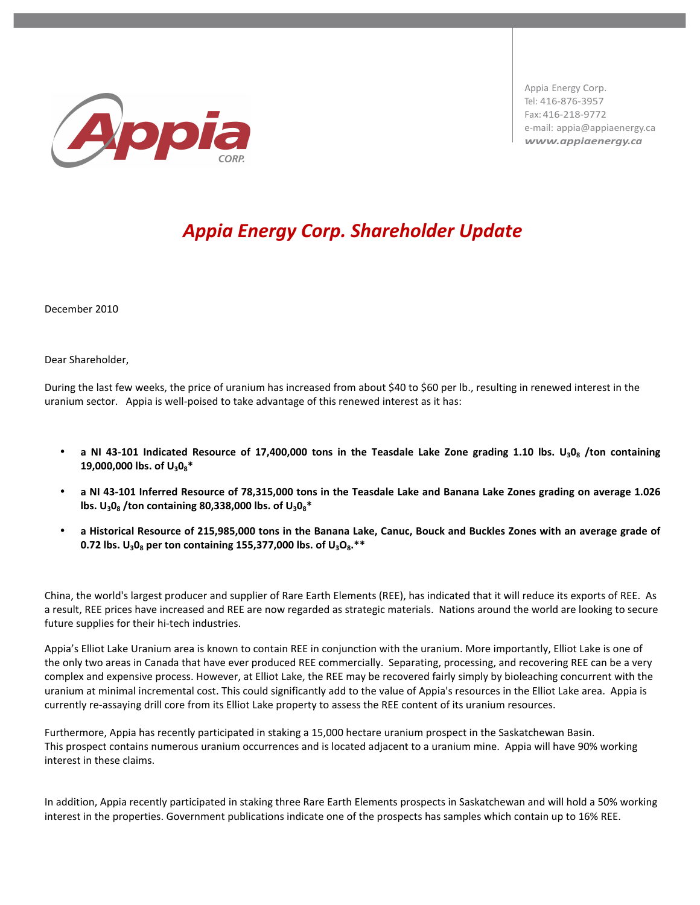Appia Energy Corp.
Tel: 416-876-3957
Fax: 416-218-9772
e-mail: appia@appiaenergy.ca
*www.appiaenergy.ca*

# *Appia Energy Corp. Shareholder Update*

December 2010

Dear Shareholder,

During the last few weeks, the price of uranium has increased from about $40 to $60 per lb., resulting in renewed interest in the uranium sector. Appia is well-poised to take advantage of this renewed interest as it has:

- **a NI 43-101 Indicated Resource of 17,400,000 tons in the Teasdale Lake Zone grading 1.10 lbs. $U_3 0_8$ /ton containing 19,000,000 lbs. of $U_3 0_8$\***
- **a NI 43-101 Inferred Resource of 78,315,000 tons in the Teasdale Lake and Banana Lake Zones grading on average 1.026 lbs. $U_3 0_8$ /ton containing 80,338,000 lbs. of $U_3 0_8$\***
- **a Historical Resource of 215,985,000 tons in the Banana Lake, Canuc, Bouck and Buckles Zones with an average grade of 0.72 lbs. $U_3 0_8$ per ton containing 155,377,000 lbs. of $U_3O_8$.\*\***

China, the world's largest producer and supplier of Rare Earth Elements (REE), has indicated that it will reduce its exports of REE. As a result, REE prices have increased and REE are now regarded as strategic materials. Nations around the world are looking to secure future supplies for their hi-tech industries.

Appia's Elliot Lake Uranium area is known to contain REE in conjunction with the uranium. More importantly, Elliot Lake is one of the only two areas in Canada that have ever produced REE commercially. Separating, processing, and recovering REE can be a very complex and expensive process. However, at Elliot Lake, the REE may be recovered fairly simply by bioleaching concurrent with the uranium at minimal incremental cost. This could significantly add to the value of Appia's resources in the Elliot Lake area. Appia is currently re-assaying drill core from its Elliot Lake property to assess the REE content of its uranium resources.

Furthermore, Appia has recently participated in staking a 15,000 hectare uranium prospect in the Saskatchewan Basin. This prospect contains numerous uranium occurrences and is located adjacent to a uranium mine. Appia will have 90% working interest in these claims.

In addition, Appia recently participated in staking three Rare Earth Elements prospects in Saskatchewan and will hold a 50% working interest in the properties. Government publications indicate one of the prospects has samples which contain up to 16% REE.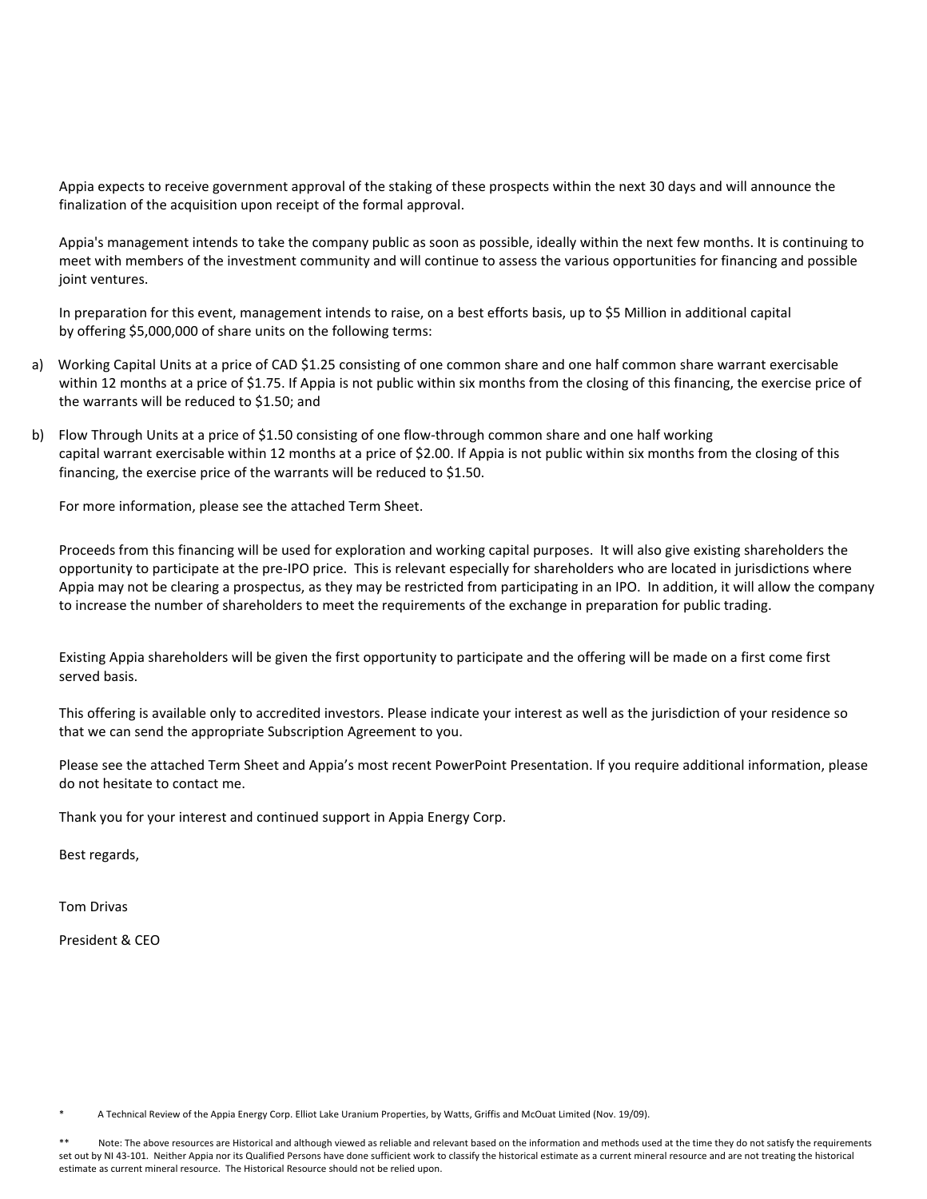Appia expects to receive government approval of the staking of these prospects within the next 30 days and will announce the finalization of the acquisition upon receipt of the formal approval.

Appia's management intends to take the company public as soon as possible, ideally within the next few months. It is continuing to meet with members of the investment community and will continue to assess the various opportunities for financing and possible joint ventures.

In preparation for this event, management intends to raise, on a best efforts basis, up to $5 Million in additional capital by offering $5,000,000 of share units on the following terms:

a) Working Capital Units at a price of CAD $1.25 consisting of one common share and one half common share warrant exercisable within 12 months at a price of $1.75. If Appia is not public within six months from the closing of this financing, the exercise price of the warrants will be reduced to $1.50; and

b) Flow Through Units at a price of $1.50 consisting of one flow-through common share and one half working capital warrant exercisable within 12 months at a price of $2.00. If Appia is not public within six months from the closing of this financing, the exercise price of the warrants will be reduced to $1.50.

For more information, please see the attached Term Sheet.

Proceeds from this financing will be used for exploration and working capital purposes. It will also give existing shareholders the opportunity to participate at the pre-IPO price. This is relevant especially for shareholders who are located in jurisdictions where Appia may not be clearing a prospectus, as they may be restricted from participating in an IPO. In addition, it will allow the company to increase the number of shareholders to meet the requirements of the exchange in preparation for public trading.

Existing Appia shareholders will be given the first opportunity to participate and the offering will be made on a first come first served basis.

This offering is available only to accredited investors. Please indicate your interest as well as the jurisdiction of your residence so that we can send the appropriate Subscription Agreement to you.

Please see the attached Term Sheet and Appia's most recent PowerPoint Presentation. If you require additional information, please do not hesitate to contact me.

Thank you for your interest and continued support in Appia Energy Corp.

Best regards,

Tom Drivas

President & CEO

\* A Technical Review of the Appia Energy Corp. Elliot Lake Uranium Properties, by Watts, Griffis and McOuat Limited (Nov. 19/09).

\*\* Note: The above resources are Historical and although viewed as reliable and relevant based on the information and methods used at the time they do not satisfy the requirements set out by NI 43-101. Neither Appia nor its Qualified Persons have done sufficient work to classify the historical estimate as a current mineral resource and are not treating the historical estimate as current mineral resource. The Historical Resource should not be relied upon.